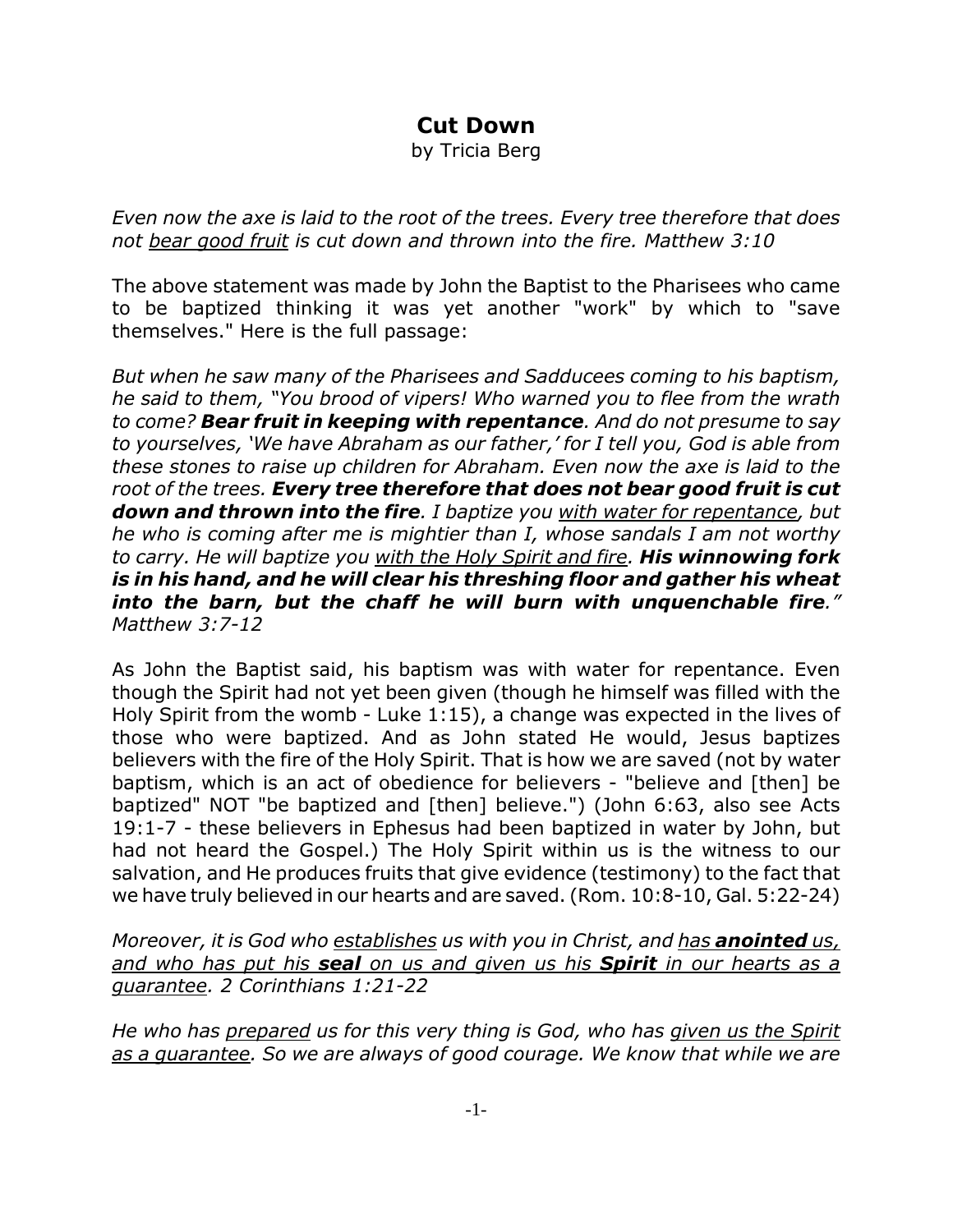# Cut Down

by Tricia Berg

*Even now the axe is laid to the root of the trees. Every tree therefore that does not <u>bear good fruit</u> is cut down and thrown into the fire. Matthew 3:10*

The above statement was made by John the Baptist to the Pharisees who came to be baptized thinking it was yet another "work" by which to "save themselves." Here is the full passage:

*But when he saw many of the Pharisees and Sadducees coming to his baptism, he said to them, "You brood of vipers! Who warned you to flee from the wrath to come? **Bear fruit in keeping with repentance**. And do not presume to say to yourselves, 'We have Abraham as our father,' for I tell you, God is able from these stones to raise up children for Abraham. Even now the axe is laid to the root of the trees. **Every tree therefore that does not bear good fruit is cut down and thrown into the fire**. I baptize you <u>with water for repentance</u>, but he who is coming after me is mightier than I, whose sandals I am not worthy to carry. He will baptize you <u>with the Holy Spirit and fire</u>. **His winnowing fork is in his hand, and he will clear his threshing floor and gather his wheat into the barn, but the chaff he will burn with unquenchable fire**." Matthew 3:7-12*

As John the Baptist said, his baptism was with water for repentance. Even though the Spirit had not yet been given (though he himself was filled with the Holy Spirit from the womb - Luke 1:15), a change was expected in the lives of those who were baptized. And as John stated He would, Jesus baptizes believers with the fire of the Holy Spirit. That is how we are saved (not by water baptism, which is an act of obedience for believers - "believe and [then] be baptized" NOT "be baptized and [then] believe.") (John 6:63, also see Acts 19:1-7 - these believers in Ephesus had been baptized in water by John, but had not heard the Gospel.) The Holy Spirit within us is the witness to our salvation, and He produces fruits that give evidence (testimony) to the fact that we have truly believed in our hearts and are saved. (Rom. 10:8-10, Gal. 5:22-24)

*Moreover, it is God who <u>establishes</u> us with you in Christ, and <u>has **anointed** us, and who has put his **seal** on us and given us his **Spirit** in our hearts as a guarantee</u>. 2 Corinthians 1:21-22*

*He who has <u>prepared</u> us for this very thing is God, who has <u>given us the Spirit as a guarantee</u>. So we are always of good courage. We know that while we are*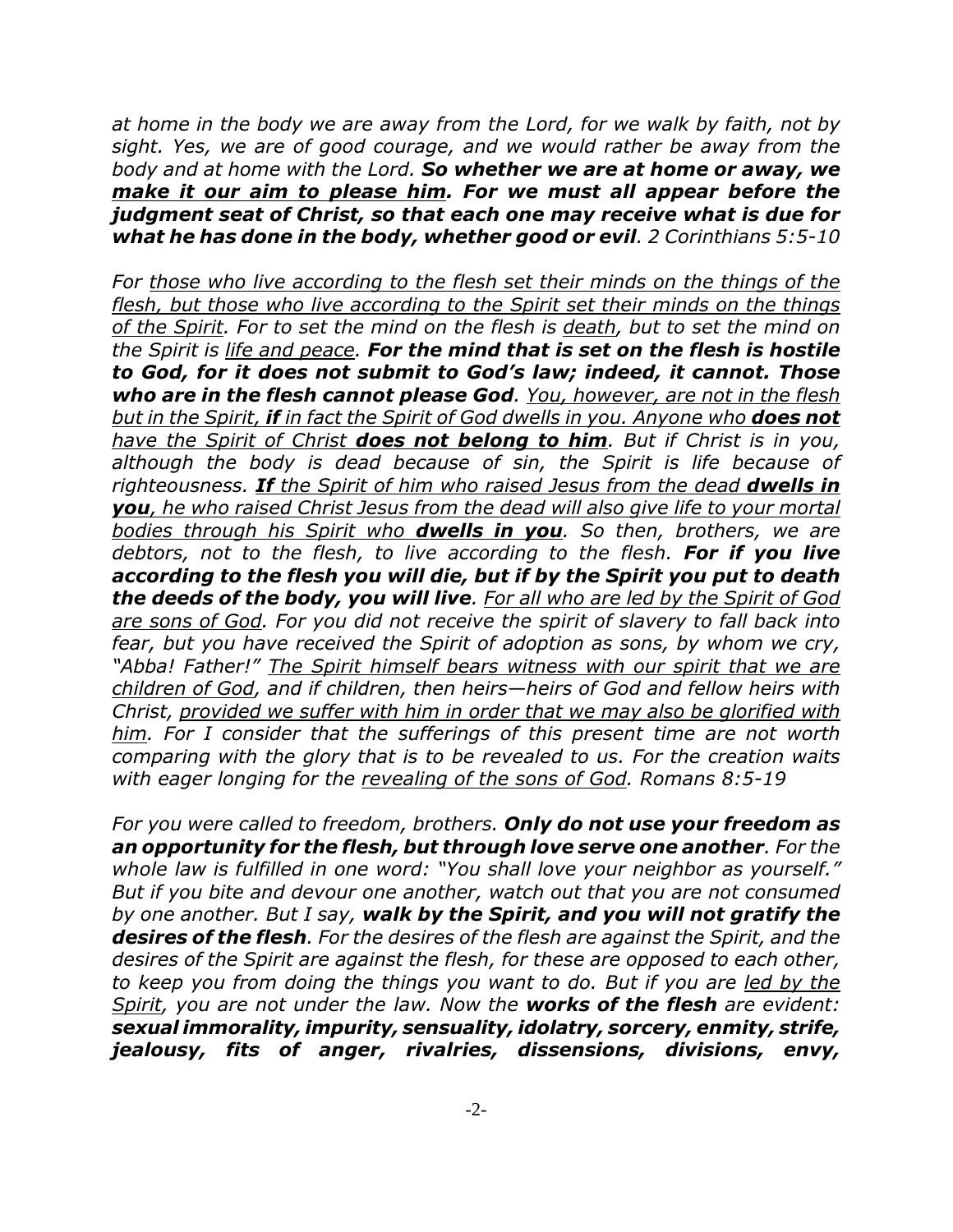*at home in the body we are away from the Lord, for we walk by faith, not by sight. Yes, we are of good courage, and we would rather be away from the body and at home with the Lord.* ***So whether we are at home or away, we <u>make it our aim to please him</u>. For we must all appear before the judgment seat of Christ, so that each one may receive what is due for what he has done in the body, whether good or evil***. *2 Corinthians 5:5-10*

*For <u>those who live according to the flesh set their minds on the things of the flesh, but those who live according to the Spirit set their minds on the things of the Spirit</u>. For to set the mind on the flesh is <u>death</u>, but to set the mind on the Spirit is <u>life and peace</u>.* ***For the mind that is set on the flesh is hostile to God, for it does not submit to God's law; indeed, it cannot. Those who are in the flesh cannot please God***. *<u>You, however, are not in the flesh but in the Spirit,</u> <u>**if** in fact the Spirit of God dwells in you. Anyone who **does not** have the Spirit of Christ **does not belong to him**</u>. But if Christ is in you, although the body is dead because of sin, the Spirit is life because of righteousness. <u>**If** the Spirit of him who raised Jesus from the dead **dwells in you**, he who raised Christ Jesus from the dead will also give life to your mortal bodies through his Spirit who **dwells in you**</u>. So then, brothers, we are debtors, not to the flesh, to live according to the flesh.* ***For if you live according to the flesh you will die, but if by the Spirit you put to death the deeds of the body, you will live***. *<u>For all who are led by the Spirit of God are sons of God</u>. For you did not receive the spirit of slavery to fall back into fear, but you have received the Spirit of adoption as sons, by whom we cry, "Abba! Father!" <u>The Spirit himself bears witness with our spirit that we are children of God</u>, and if children, then heirs—heirs of God and fellow heirs with Christ, <u>provided we suffer with him in order that we may also be glorified with him</u>. For I consider that the sufferings of this present time are not worth comparing with the glory that is to be revealed to us. For the creation waits with eager longing for the <u>revealing of the sons of God</u>. Romans 8:5-19*

*For you were called to freedom, brothers.* ***Only do not use your freedom as an opportunity for the flesh, but through love serve one another***. *For the whole law is fulfilled in one word: "You shall love your neighbor as yourself." But if you bite and devour one another, watch out that you are not consumed by one another. But I say,* ***walk by the Spirit, and you will not gratify the desires of the flesh***. *For the desires of the flesh are against the Spirit, and the desires of the Spirit are against the flesh, for these are opposed to each other, to keep you from doing the things you want to do. But if you are <u>led by the Spirit</u>, you are not under the law. Now the* ***works of the flesh*** *are evident:* ***sexual immorality, impurity, sensuality, idolatry, sorcery, enmity, strife, jealousy, fits of anger, rivalries, dissensions, divisions, envy,***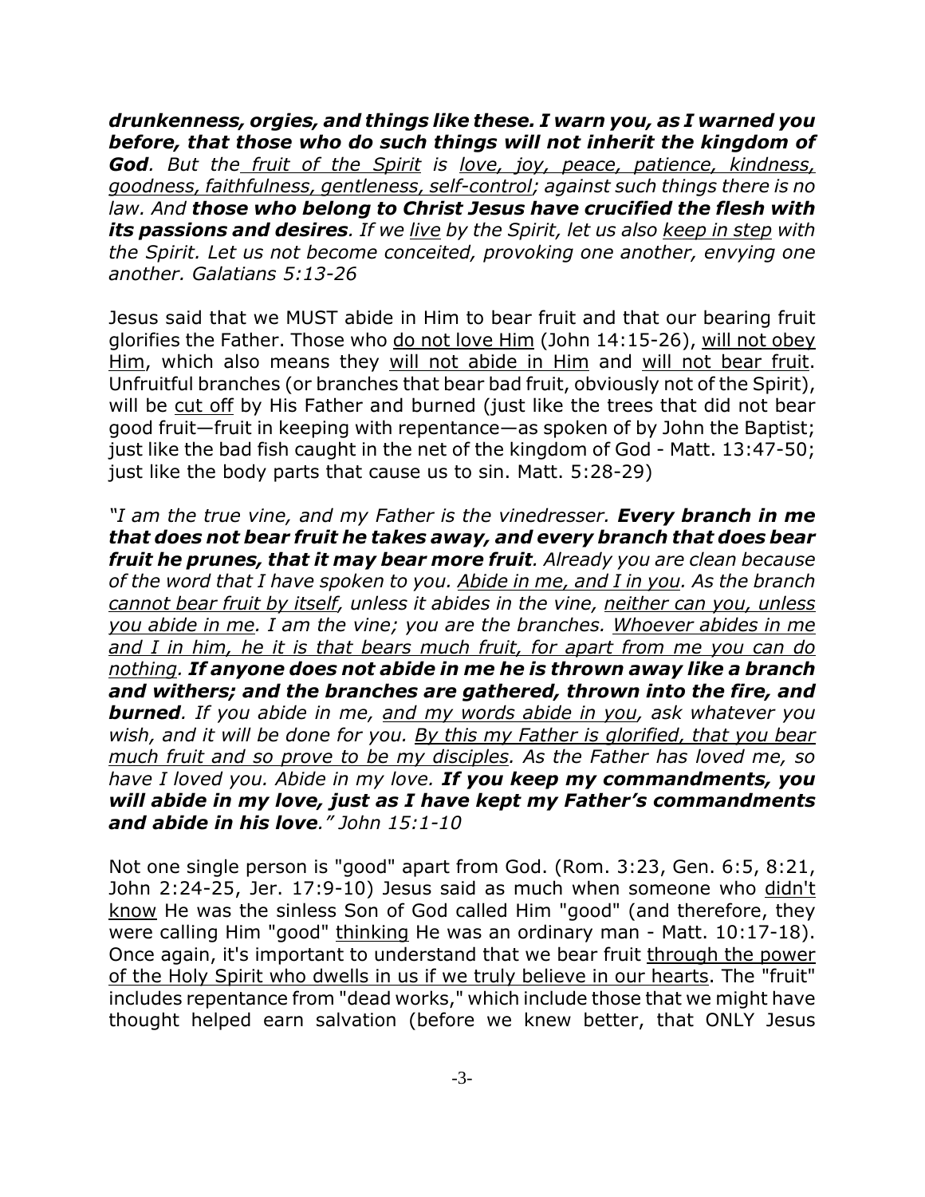***drunkenness, orgies, and things like these. I warn you, as I warned you before, that those who do such things will not inherit the kingdom of God****. But the fruit of the Spirit is love, joy, peace, patience, kindness, goodness, faithfulness, gentleness, self-control; against such things there is no law. And* ***those who belong to Christ Jesus have crucified the flesh with its passions and desires****. If we live by the Spirit, let us also keep in step with the Spirit. Let us not become conceited, provoking one another, envying one another. Galatians 5:13-26*

Jesus said that we MUST abide in Him to bear fruit and that our bearing fruit glorifies the Father. Those who do not love Him (John 14:15-26), will not obey Him, which also means they will not abide in Him and will not bear fruit. Unfruitful branches (or branches that bear bad fruit, obviously not of the Spirit), will be cut off by His Father and burned (just like the trees that did not bear good fruit—fruit in keeping with repentance—as spoken of by John the Baptist; just like the bad fish caught in the net of the kingdom of God - Matt. 13:47-50; just like the body parts that cause us to sin. Matt. 5:28-29)

*"I am the true vine, and my Father is the vinedresser.* ***Every branch in me that does not bear fruit he takes away, and every branch that does bear fruit he prunes, that it may bear more fruit****. Already you are clean because of the word that I have spoken to you. Abide in me, and I in you. As the branch cannot bear fruit by itself, unless it abides in the vine, neither can you, unless you abide in me. I am the vine; you are the branches. Whoever abides in me and I in him, he it is that bears much fruit, for apart from me you can do nothing.* ***If anyone does not abide in me he is thrown away like a branch and withers; and the branches are gathered, thrown into the fire, and burned****. If you abide in me, and my words abide in you, ask whatever you wish, and it will be done for you. By this my Father is glorified, that you bear much fruit and so prove to be my disciples. As the Father has loved me, so have I loved you. Abide in my love.* ***If you keep my commandments, you will abide in my love, just as I have kept my Father's commandments and abide in his love****." John 15:1-10*

Not one single person is "good" apart from God. (Rom. 3:23, Gen. 6:5, 8:21, John 2:24-25, Jer. 17:9-10) Jesus said as much when someone who didn't know He was the sinless Son of God called Him "good" (and therefore, they were calling Him "good" thinking He was an ordinary man - Matt. 10:17-18). Once again, it's important to understand that we bear fruit through the power of the Holy Spirit who dwells in us if we truly believe in our hearts. The "fruit" includes repentance from "dead works," which include those that we might have thought helped earn salvation (before we knew better, that ONLY Jesus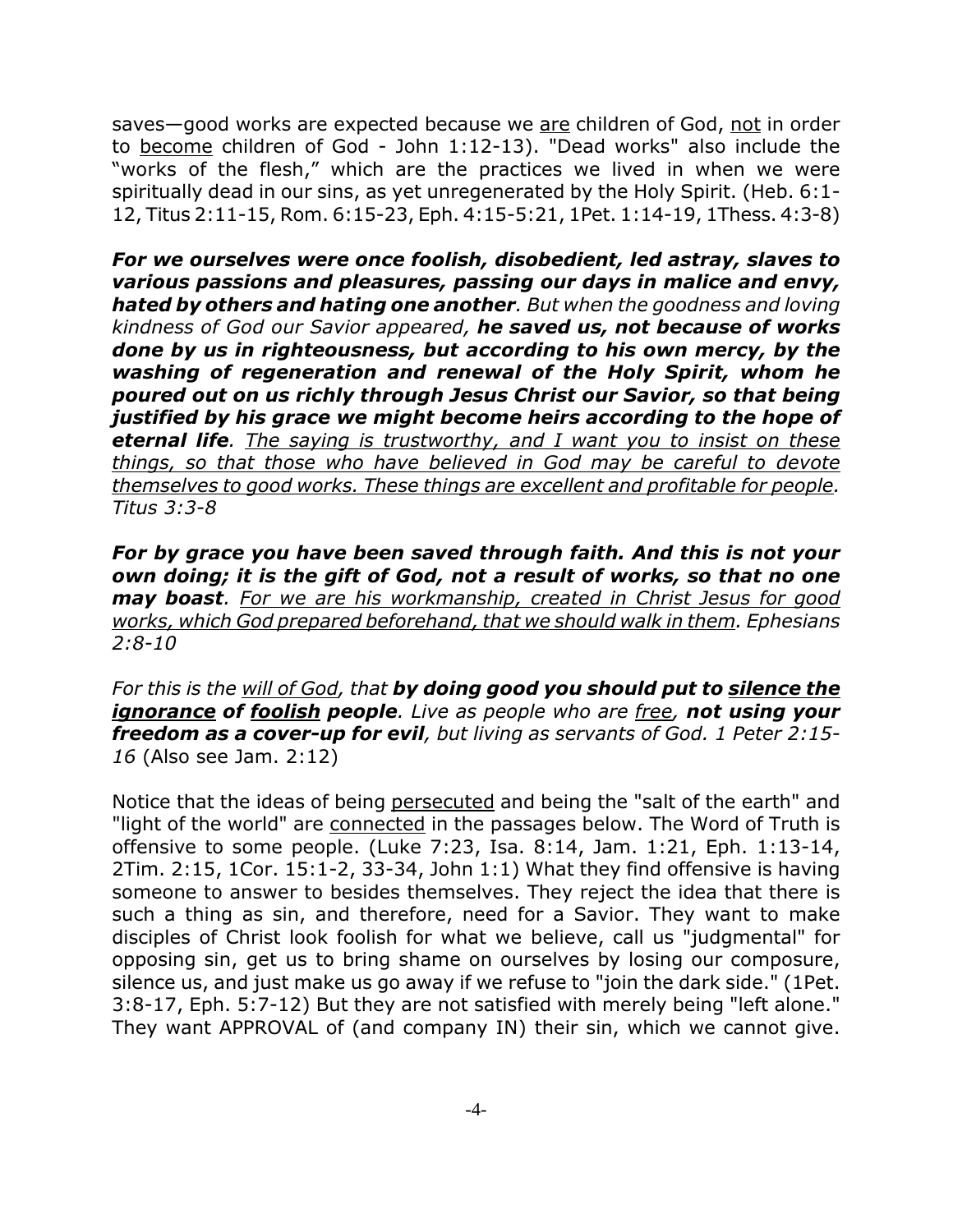saves—good works are expected because we <u>are</u> children of God, <u>not</u> in order to <u>become</u> children of God - John 1:12-13). "Dead works" also include the "works of the flesh," which are the practices we lived in when we were spiritually dead in our sins, as yet unregenerated by the Holy Spirit. (Heb. 6:1-12, Titus 2:11-15, Rom. 6:15-23, Eph. 4:15-5:21, 1Pet. 1:14-19, 1Thess. 4:3-8)

***For we ourselves were once foolish, disobedient, led astray, slaves to various passions and pleasures, passing our days in malice and envy, hated by others and hating one another****. But when the goodness and loving kindness of God our Savior appeared,* ***he saved us, not because of works done by us in righteousness, but according to his own mercy, by the washing of regeneration and renewal of the Holy Spirit, whom he poured out on us richly through Jesus Christ our Savior, so that being justified by his grace we might become heirs according to the hope of eternal life****. <u>The saying is trustworthy, and I want you to insist on these things, so that those who have believed in God may be careful to devote themselves to good works. These things are excellent and profitable for people</u>. Titus 3:3-8*

***For by grace you have been saved through faith. And this is not your own doing; it is the gift of God, not a result of works, so that no one may boast****. <u>For we are his workmanship, created in Christ Jesus for good works, which God prepared beforehand, that we should walk in them</u>. Ephesians 2:8-10*

*For this is the <u>will of God</u>, that* ***by doing good you should put to <u>silence the ignorance</u> of <u>foolish</u> people****. Live as people who are <u>free</u>,* ***not using your freedom as a cover-up for evil****, but living as servants of God. 1 Peter 2:15-16* (Also see Jam. 2:12)

Notice that the ideas of being <u>persecuted</u> and being the "salt of the earth" and "light of the world" are <u>connected</u> in the passages below. The Word of Truth is offensive to some people. (Luke 7:23, Isa. 8:14, Jam. 1:21, Eph. 1:13-14, 2Tim. 2:15, 1Cor. 15:1-2, 33-34, John 1:1) What they find offensive is having someone to answer to besides themselves. They reject the idea that there is such a thing as sin, and therefore, need for a Savior. They want to make disciples of Christ look foolish for what we believe, call us "judgmental" for opposing sin, get us to bring shame on ourselves by losing our composure, silence us, and just make us go away if we refuse to "join the dark side." (1Pet. 3:8-17, Eph. 5:7-12) But they are not satisfied with merely being "left alone." They want APPROVAL of (and company IN) their sin, which we cannot give.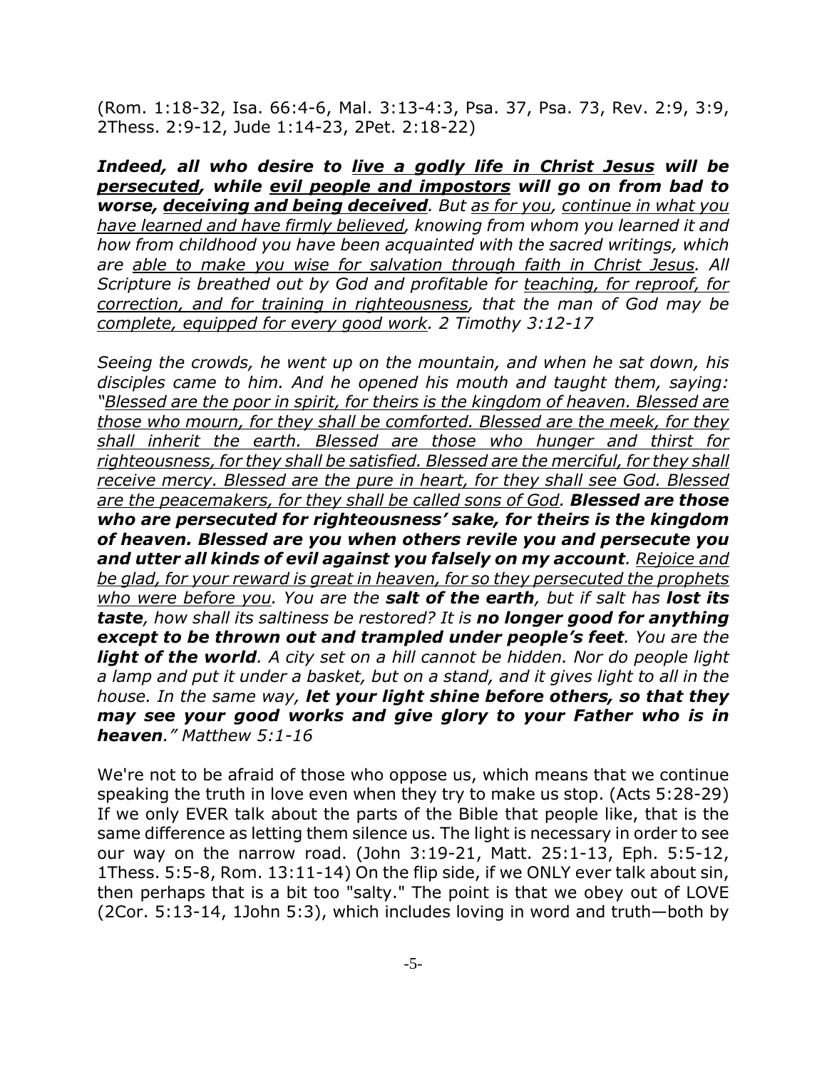(Rom. 1:18-32, Isa. 66:4-6, Mal. 3:13-4:3, Psa. 37, Psa. 73, Rev. 2:9, 3:9, 2Thess. 2:9-12, Jude 1:14-23, 2Pet. 2:18-22)

***Indeed, all who desire to <u>live a godly life in Christ Jesus</u> will be <u>persecuted</u>, while <u>evil people and impostors</u> will go on from bad to worse, <u>deceiving and being deceived</u>.*** *But <u>as for you</u>, <u>continue in what you have learned and have firmly believed</u>, knowing from whom you learned it and how from childhood you have been acquainted with the sacred writings, which are <u>able to make you wise for salvation through faith in Christ Jesus</u>. All Scripture is breathed out by God and profitable for <u>teaching, for reproof, for correction, and for training in righteousness</u>, that the man of God may be <u>complete, equipped for every good work</u>. 2 Timothy 3:12-17*

*Seeing the crowds, he went up on the mountain, and when he sat down, his disciples came to him. And he opened his mouth and taught them, saying: "<u>Blessed are the poor in spirit, for theirs is the kingdom of heaven. Blessed are those who mourn, for they shall be comforted. Blessed are the meek, for they shall inherit the earth. Blessed are those who hunger and thirst for righteousness, for they shall be satisfied. Blessed are the merciful, for they shall receive mercy. Blessed are the pure in heart, for they shall see God. Blessed are the peacemakers, for they shall be called sons of God</u>.* ***Blessed are those who are persecuted for righteousness' sake, for theirs is the kingdom of heaven. Blessed are you when others revile you and persecute you and utter all kinds of evil against you falsely on my account****. <u>Rejoice and be glad, for your reward is great in heaven, for so they persecuted the prophets who were before you</u>. You are the* ***salt of the earth****, but if salt has* ***lost its taste****, how shall its saltiness be restored? It is* ***no longer good for anything except to be thrown out and trampled under people's feet****. You are the* ***light of the world****. A city set on a hill cannot be hidden. Nor do people light a lamp and put it under a basket, but on a stand, and it gives light to all in the house. In the same way,* ***let your light shine before others, so that they may see your good works and give glory to your Father who is in heaven****." Matthew 5:1-16*

We're not to be afraid of those who oppose us, which means that we continue speaking the truth in love even when they try to make us stop. (Acts 5:28-29) If we only EVER talk about the parts of the Bible that people like, that is the same difference as letting them silence us. The light is necessary in order to see our way on the narrow road. (John 3:19-21, Matt. 25:1-13, Eph. 5:5-12, 1Thess. 5:5-8, Rom. 13:11-14) On the flip side, if we ONLY ever talk about sin, then perhaps that is a bit too "salty." The point is that we obey out of LOVE (2Cor. 5:13-14, 1John 5:3), which includes loving in word and truth—both by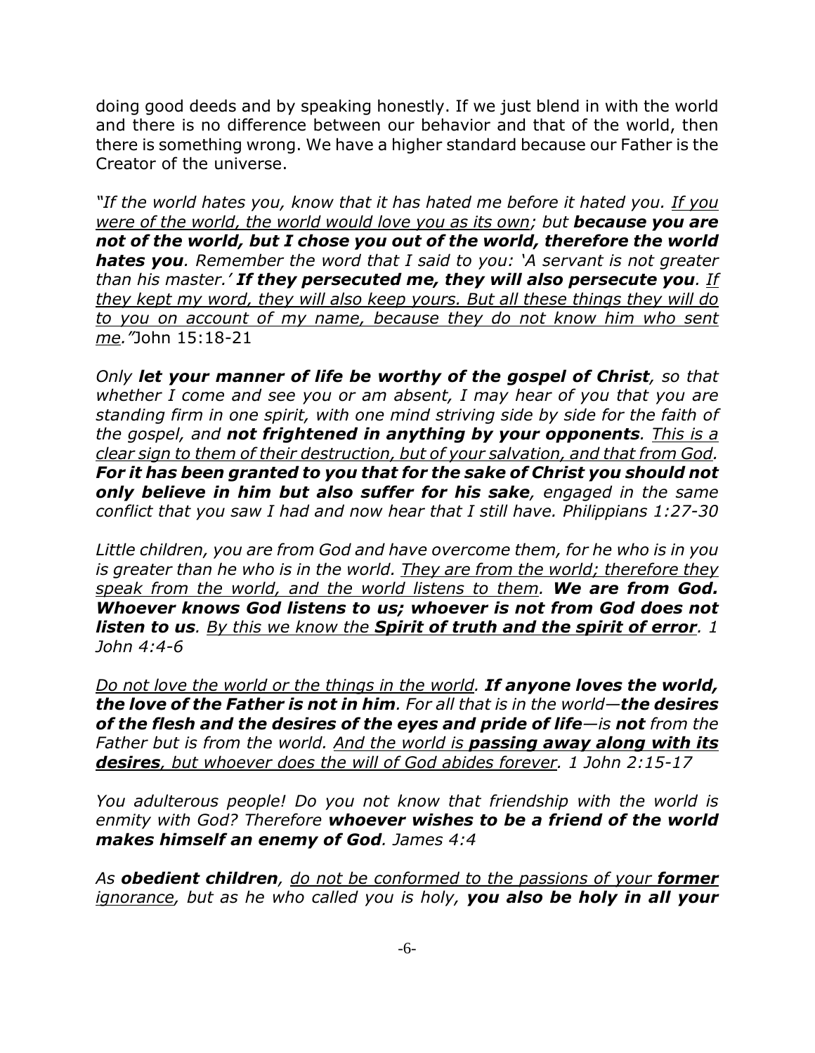doing good deeds and by speaking honestly. If we just blend in with the world and there is no difference between our behavior and that of the world, then there is something wrong. We have a higher standard because our Father is the Creator of the universe.

*"If the world hates you, know that it has hated me before it hated you. <u>If you were of the world, the world would love you as its own</u>; but **because you are not of the world, but I chose you out of the world, therefore the world hates you**. Remember the word that I said to you: 'A servant is not greater than his master.' **If they persecuted me, they will also persecute you**. <u>If they kept my word, they will also keep yours. But all these things they will do to you on account of my name, because they do not know him who sent me.</u>"* John 15:18-21

*Only **let your manner of life be worthy of the gospel of Christ**, so that whether I come and see you or am absent, I may hear of you that you are standing firm in one spirit, with one mind striving side by side for the faith of the gospel, and **not frightened in anything by your opponents**. <u>This is a clear sign to them of their destruction, but of your salvation, and that from God.</u> **For it has been granted to you that for the sake of Christ you should not only believe in him but also suffer for his sake**, engaged in the same conflict that you saw I had and now hear that I still have. Philippians 1:27-30*

*Little children, you are from God and have overcome them, for he who is in you is greater than he who is in the world. <u>They are from the world; therefore they speak from the world, and the world listens to them</u>. **We are from God. Whoever knows God listens to us; whoever is not from God does not listen to us**. <u>By this we know the **Spirit of truth and the spirit of error**</u>. 1 John 4:4-6*

*<u>Do not love the world or the things in the world</u>. **If anyone loves the world, the love of the Father is not in him**. For all that is in the world—**the desires of the flesh and the desires of the eyes and pride of life**—is **not** from the Father but is from the world. <u>And the world is **passing away along with its desires**, but whoever does the will of God abides forever</u>. 1 John 2:15-17*

*You adulterous people! Do you not know that friendship with the world is enmity with God? Therefore **whoever wishes to be a friend of the world makes himself an enemy of God**. James 4:4*

*As **obedient children**, <u>do not be conformed to the passions of your **former** ignorance</u>, but as he who called you is holy, **you also be holy in all your***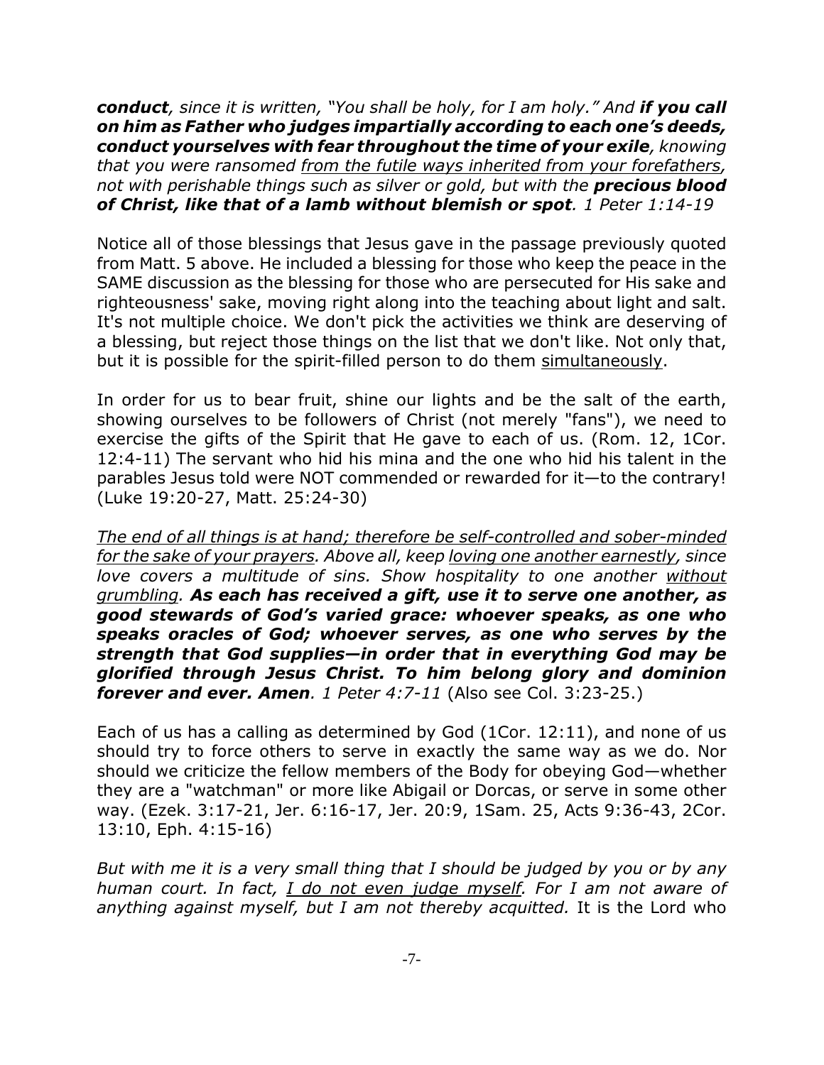***conduct**, since it is written, "You shall be holy, for I am holy." And **if you call on him as Father who judges impartially according to each one's deeds, conduct yourselves with fear throughout the time of your exile**, knowing that you were ransomed <u>from the futile ways inherited from your forefathers</u>, not with perishable things such as silver or gold, but with the **precious blood of Christ, like that of a lamb without blemish or spot**. 1 Peter 1:14-19*

Notice all of those blessings that Jesus gave in the passage previously quoted from Matt. 5 above. He included a blessing for those who keep the peace in the SAME discussion as the blessing for those who are persecuted for His sake and righteousness' sake, moving right along into the teaching about light and salt. It's not multiple choice. We don't pick the activities we think are deserving of a blessing, but reject those things on the list that we don't like. Not only that, but it is possible for the spirit-filled person to do them <u>simultaneously</u>.

In order for us to bear fruit, shine our lights and be the salt of the earth, showing ourselves to be followers of Christ (not merely "fans"), we need to exercise the gifts of the Spirit that He gave to each of us. (Rom. 12, 1Cor. 12:4-11) The servant who hid his mina and the one who hid his talent in the parables Jesus told were NOT commended or rewarded for it—to the contrary! (Luke 19:20-27, Matt. 25:24-30)

*<u>The end of all things is at hand; therefore be self-controlled and sober-minded for the sake of your prayers</u>. Above all, keep <u>loving one another earnestly</u>, since love covers a multitude of sins. Show hospitality to one another <u>without grumbling</u>. **As each has received a gift, use it to serve one another, as good stewards of God's varied grace: whoever speaks, as one who speaks oracles of God; whoever serves, as one who serves by the strength that God supplies—in order that in everything God may be glorified through Jesus Christ. To him belong glory and dominion forever and ever. Amen**. 1 Peter 4:7-11* (Also see Col. 3:23-25.)

Each of us has a calling as determined by God (1Cor. 12:11), and none of us should try to force others to serve in exactly the same way as we do. Nor should we criticize the fellow members of the Body for obeying God—whether they are a "watchman" or more like Abigail or Dorcas, or serve in some other way. (Ezek. 3:17-21, Jer. 6:16-17, Jer. 20:9, 1Sam. 25, Acts 9:36-43, 2Cor. 13:10, Eph. 4:15-16)

*But with me it is a very small thing that I should be judged by you or by any human court. In fact, <u>I do not even judge myself</u>. For I am not aware of anything against myself, but I am not thereby acquitted.* It is the Lord who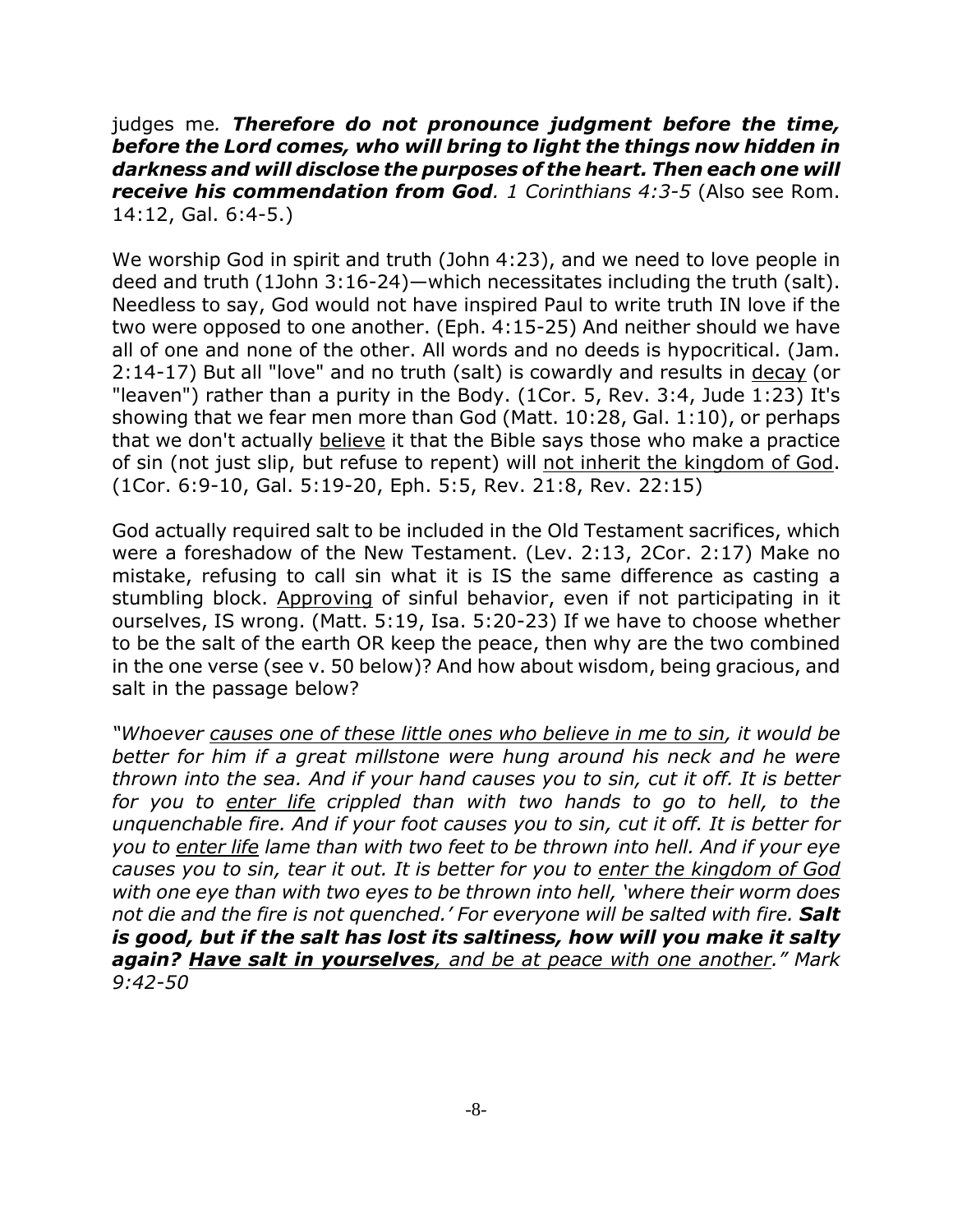judges me. ***Therefore do not pronounce judgment before the time, before the Lord comes, who will bring to light the things now hidden in darkness and will disclose the purposes of the heart. Then each one will receive his commendation from God**. 1 Corinthians 4:3-5* (Also see Rom. 14:12, Gal. 6:4-5.)

We worship God in spirit and truth (John 4:23), and we need to love people in deed and truth (1John 3:16-24)—which necessitates including the truth (salt). Needless to say, God would not have inspired Paul to write truth IN love if the two were opposed to one another. (Eph. 4:15-25) And neither should we have all of one and none of the other. All words and no deeds is hypocritical. (Jam. 2:14-17) But all "love" and no truth (salt) is cowardly and results in <u>decay</u> (or "leaven") rather than a purity in the Body. (1Cor. 5, Rev. 3:4, Jude 1:23) It's showing that we fear men more than God (Matt. 10:28, Gal. 1:10), or perhaps that we don't actually <u>believe</u> it that the Bible says those who make a practice of sin (not just slip, but refuse to repent) will <u>not inherit the kingdom of God</u>. (1Cor. 6:9-10, Gal. 5:19-20, Eph. 5:5, Rev. 21:8, Rev. 22:15)

God actually required salt to be included in the Old Testament sacrifices, which were a foreshadow of the New Testament. (Lev. 2:13, 2Cor. 2:17) Make no mistake, refusing to call sin what it is IS the same difference as casting a stumbling block. <u>Approving</u> of sinful behavior, even if not participating in it ourselves, IS wrong. (Matt. 5:19, Isa. 5:20-23) If we have to choose whether to be the salt of the earth OR keep the peace, then why are the two combined in the one verse (see v. 50 below)? And how about wisdom, being gracious, and salt in the passage below?

*"Whoever <u>causes one of these little ones who believe in me to sin</u>, it would be better for him if a great millstone were hung around his neck and he were thrown into the sea. And if your hand causes you to sin, cut it off. It is better for you to <u>enter life</u> crippled than with two hands to go to hell, to the unquenchable fire. And if your foot causes you to sin, cut it off. It is better for you to <u>enter life</u> lame than with two feet to be thrown into hell. And if your eye causes you to sin, tear it out. It is better for you to <u>enter the kingdom of God</u> with one eye than with two eyes to be thrown into hell, 'where their worm does not die and the fire is not quenched.' For everyone will be salted with fire. **Salt is good, but if the salt has lost its saltiness, how will you make it salty again? <u>Have salt in yourselves</u>**, <u>and be at peace with one another</u>." Mark 9:42-50*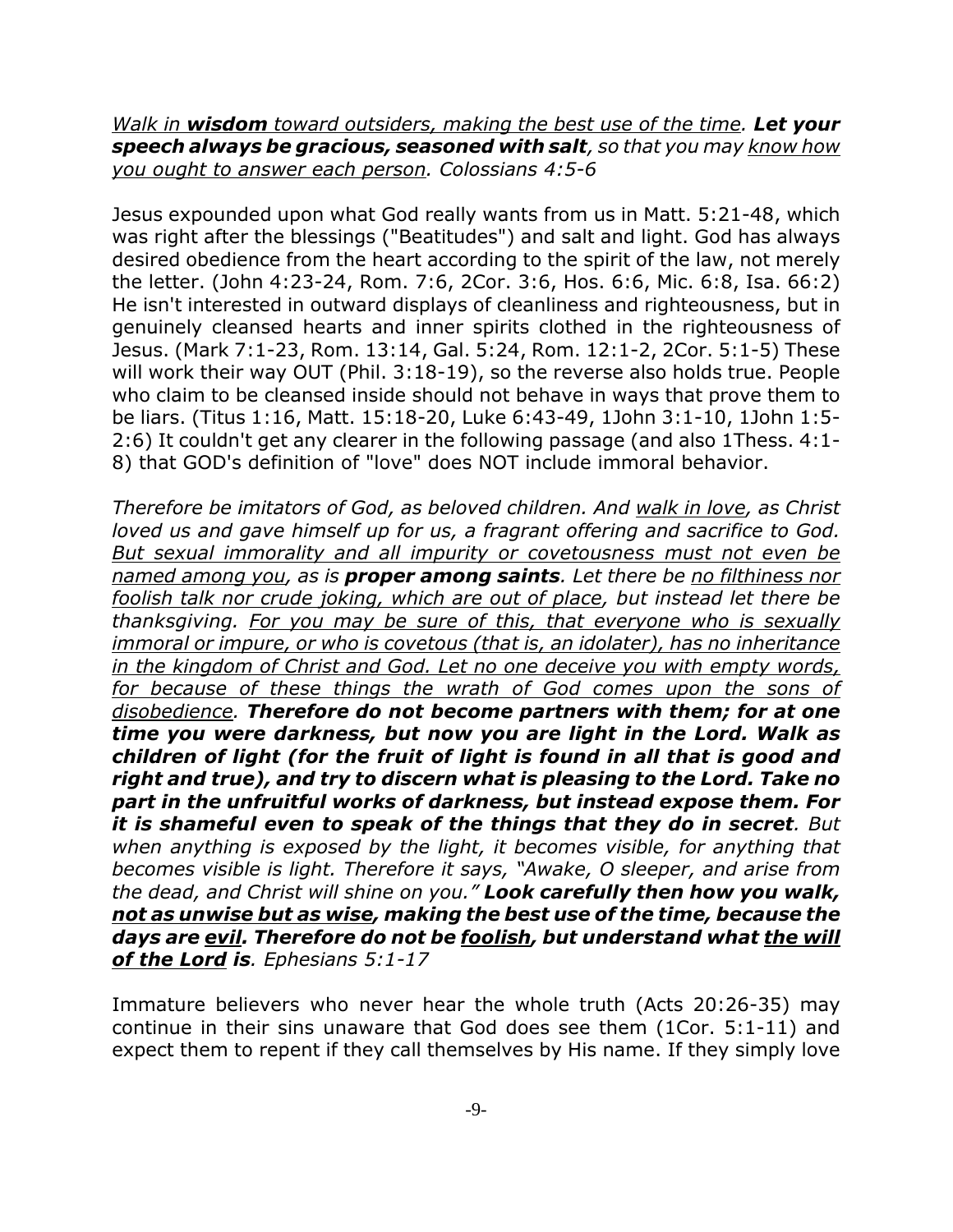*Walk in **wisdom** toward outsiders, making the best use of the time. **Let your speech always be gracious, seasoned with salt**, so that you may know how you ought to answer each person. Colossians 4:5-6*

Jesus expounded upon what God really wants from us in Matt. 5:21-48, which was right after the blessings ("Beatitudes") and salt and light. God has always desired obedience from the heart according to the spirit of the law, not merely the letter. (John 4:23-24, Rom. 7:6, 2Cor. 3:6, Hos. 6:6, Mic. 6:8, Isa. 66:2) He isn't interested in outward displays of cleanliness and righteousness, but in genuinely cleansed hearts and inner spirits clothed in the righteousness of Jesus. (Mark 7:1-23, Rom. 13:14, Gal. 5:24, Rom. 12:1-2, 2Cor. 5:1-5) These will work their way OUT (Phil. 3:18-19), so the reverse also holds true. People who claim to be cleansed inside should not behave in ways that prove them to be liars. (Titus 1:16, Matt. 15:18-20, Luke 6:43-49, 1John 3:1-10, 1John 1:5-2:6) It couldn't get any clearer in the following passage (and also 1Thess. 4:1-8) that GOD's definition of "love" does NOT include immoral behavior.

*Therefore be imitators of God, as beloved children. And walk in love, as Christ loved us and gave himself up for us, a fragrant offering and sacrifice to God. But sexual immorality and all impurity or covetousness must not even be named among you, as is **proper among saints**. Let there be no filthiness nor foolish talk nor crude joking, which are out of place, but instead let there be thanksgiving. For you may be sure of this, that everyone who is sexually immoral or impure, or who is covetous (that is, an idolater), has no inheritance in the kingdom of Christ and God. Let no one deceive you with empty words, for because of these things the wrath of God comes upon the sons of disobedience. **Therefore do not become partners with them; for at one time you were darkness, but now you are light in the Lord. Walk as children of light (for the fruit of light is found in all that is good and right and true), and try to discern what is pleasing to the Lord. Take no part in the unfruitful works of darkness, but instead expose them. For it is shameful even to speak of the things that they do in secret**. But when anything is exposed by the light, it becomes visible, for anything that becomes visible is light. Therefore it says, "Awake, O sleeper, and arise from the dead, and Christ will shine on you." **Look carefully then how you walk, not as unwise but as wise, making the best use of the time, because the days are evil. Therefore do not be foolish, but understand what the will of the Lord is**. Ephesians 5:1-17*

Immature believers who never hear the whole truth (Acts 20:26-35) may continue in their sins unaware that God does see them (1Cor. 5:1-11) and expect them to repent if they call themselves by His name. If they simply love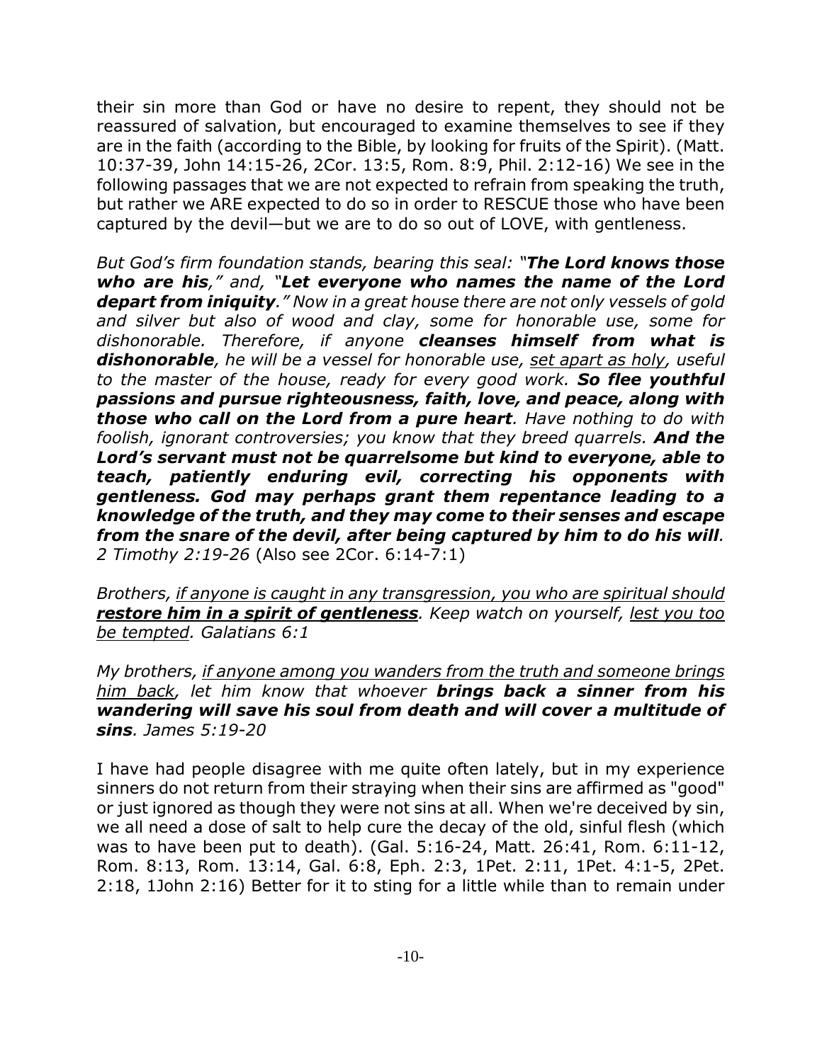their sin more than God or have no desire to repent, they should not be reassured of salvation, but encouraged to examine themselves to see if they are in the faith (according to the Bible, by looking for fruits of the Spirit). (Matt. 10:37-39, John 14:15-26, 2Cor. 13:5, Rom. 8:9, Phil. 2:12-16) We see in the following passages that we are not expected to refrain from speaking the truth, but rather we ARE expected to do so in order to RESCUE those who have been captured by the devil—but we are to do so out of LOVE, with gentleness.

*But God's firm foundation stands, bearing this seal: "**The Lord knows those who are his**," and, "**Let everyone who names the name of the Lord depart from iniquity**." Now in a great house there are not only vessels of gold and silver but also of wood and clay, some for honorable use, some for dishonorable. Therefore, if anyone **cleanses himself from what is dishonorable**, he will be a vessel for honorable use, <u>set apart as holy</u>, useful to the master of the house, ready for every good work. **So flee youthful passions and pursue righteousness, faith, love, and peace, along with those who call on the Lord from a pure heart**. Have nothing to do with foolish, ignorant controversies; you know that they breed quarrels. **And the Lord's servant must not be quarrelsome but kind to everyone, able to teach, patiently enduring evil, correcting his opponents with gentleness. God may perhaps grant them repentance leading to a knowledge of the truth, and they may come to their senses and escape from the snare of the devil, after being captured by him to do his will**. 2 Timothy 2:19-26* (Also see 2Cor. 6:14-7:1)

*Brothers, <u>if anyone is caught in any transgression, you who are spiritual should **restore him in a spirit of gentleness**</u>. Keep watch on yourself, <u>lest you too be tempted</u>. Galatians 6:1*

*My brothers, <u>if anyone among you wanders from the truth and someone brings him back</u>, let him know that whoever **brings back a sinner from his wandering will save his soul from death and will cover a multitude of sins**. James 5:19-20*

I have had people disagree with me quite often lately, but in my experience sinners do not return from their straying when their sins are affirmed as "good" or just ignored as though they were not sins at all. When we're deceived by sin, we all need a dose of salt to help cure the decay of the old, sinful flesh (which was to have been put to death). (Gal. 5:16-24, Matt. 26:41, Rom. 6:11-12, Rom. 8:13, Rom. 13:14, Gal. 6:8, Eph. 2:3, 1Pet. 2:11, 1Pet. 4:1-5, 2Pet. 2:18, 1John 2:16) Better for it to sting for a little while than to remain under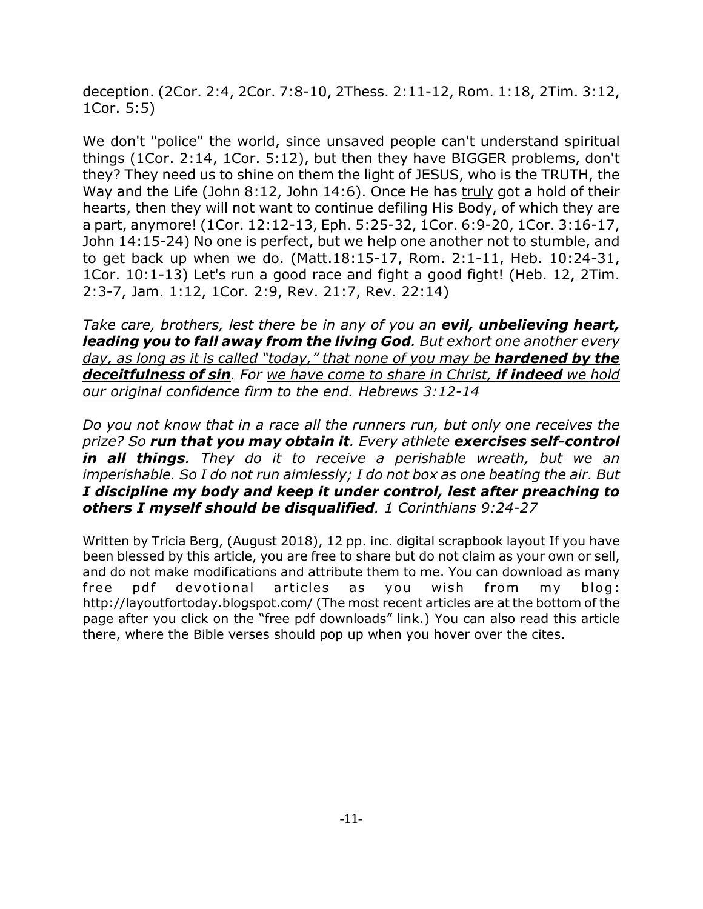deception. (2Cor. 2:4, 2Cor. 7:8-10, 2Thess. 2:11-12, Rom. 1:18, 2Tim. 3:12, 1Cor. 5:5)

We don't "police" the world, since unsaved people can't understand spiritual things (1Cor. 2:14, 1Cor. 5:12), but then they have BIGGER problems, don't they? They need us to shine on them the light of JESUS, who is the TRUTH, the Way and the Life (John 8:12, John 14:6). Once He has <u>truly</u> got a hold of their <u>hearts</u>, then they will not <u>want</u> to continue defiling His Body, of which they are a part, anymore! (1Cor. 12:12-13, Eph. 5:25-32, 1Cor. 6:9-20, 1Cor. 3:16-17, John 14:15-24) No one is perfect, but we help one another not to stumble, and to get back up when we do. (Matt.18:15-17, Rom. 2:1-11, Heb. 10:24-31, 1Cor. 10:1-13) Let's run a good race and fight a good fight! (Heb. 12, 2Tim. 2:3-7, Jam. 1:12, 1Cor. 2:9, Rev. 21:7, Rev. 22:14)

*Take care, brothers, lest there be in any of you an* ***evil, unbelieving heart, leading you to fall away from the living God****. But <u>exhort one another every day, as long as it is called "today," that none of you may be</u>* ***<u>hardened by the deceitfulness of sin</u>****. For <u>we have come to share in Christ,</u>* ***<u>if indeed</u>*** *<u>we hold our original confidence firm to the end</u>. Hebrews 3:12-14*

*Do you not know that in a race all the runners run, but only one receives the prize? So* ***run that you may obtain it****. Every athlete* ***exercises self-control in all things****. They do it to receive a perishable wreath, but we an imperishable. So I do not run aimlessly; I do not box as one beating the air. But* ***I discipline my body and keep it under control, lest after preaching to others I myself should be disqualified****. 1 Corinthians 9:24-27*

Written by Tricia Berg, (August 2018), 12 pp. inc. digital scrapbook layout If you have been blessed by this article, you are free to share but do not claim as your own or sell, and do not make modifications and attribute them to me. You can download as many free pdf devotional articles as you wish from my blog: http://layoutfortoday.blogspot.com/ (The most recent articles are at the bottom of the page after you click on the "free pdf downloads" link.) You can also read this article there, where the Bible verses should pop up when you hover over the cites.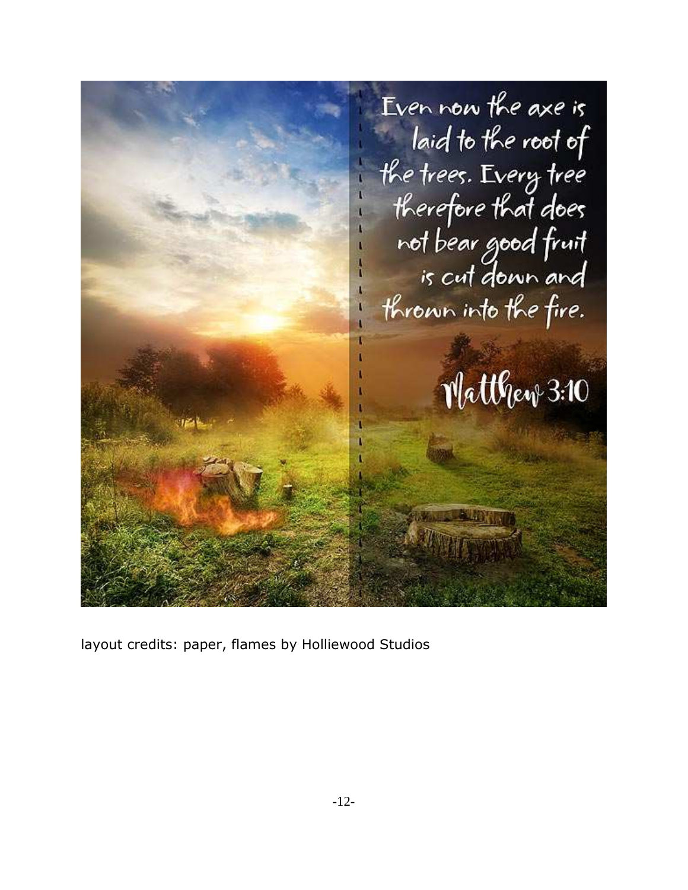Even now the axe is laid to the root of the trees. Every tree therefore that does not bear good fruit is cut down and thrown into the fire.

Matthew 3:10

layout credits: paper, flames by Holliewood Studios